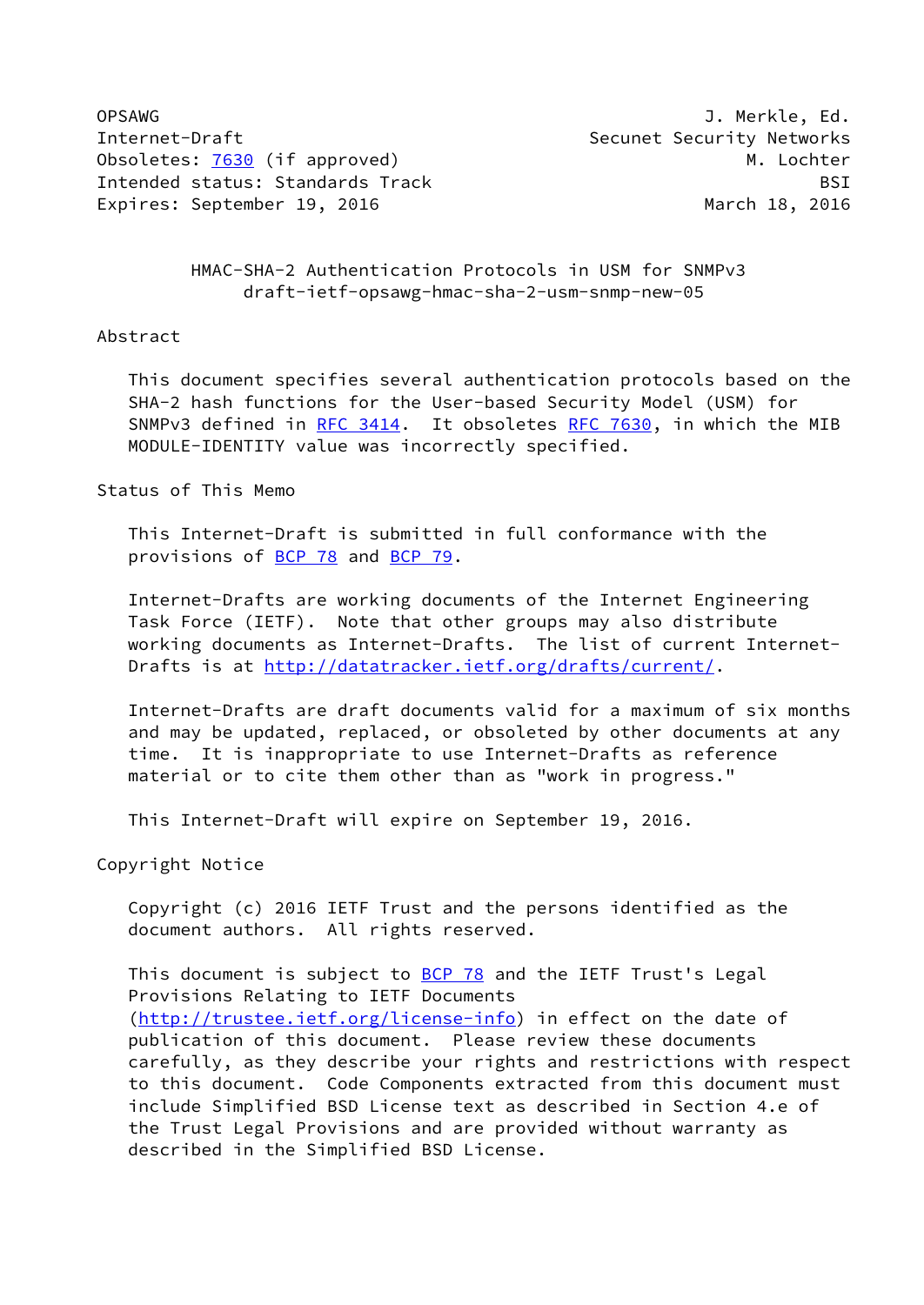OPSAWG J. Merkle, Ed.
Internet-Draft Secunet Security Networks
Obsoletes: 7630 (if approved) M. Lochter
Intended status: Standards Track BSI
Expires: September 19, 2016 March 18, 2016

# HMAC-SHA-2 Authentication Protocols in USM for SNMPv3
draft-ietf-opsawg-hmac-sha-2-usm-snmp-new-05

## Abstract

This document specifies several authentication protocols based on the SHA-2 hash functions for the User-based Security Model (USM) for SNMPv3 defined in RFC 3414. It obsoletes RFC 7630, in which the MIB MODULE-IDENTITY value was incorrectly specified.

## Status of This Memo

This Internet-Draft is submitted in full conformance with the provisions of BCP 78 and BCP 79.

Internet-Drafts are working documents of the Internet Engineering Task Force (IETF). Note that other groups may also distribute working documents as Internet-Drafts. The list of current Internet-Drafts is at http://datatracker.ietf.org/drafts/current/.

Internet-Drafts are draft documents valid for a maximum of six months and may be updated, replaced, or obsoleted by other documents at any time. It is inappropriate to use Internet-Drafts as reference material or to cite them other than as "work in progress."

This Internet-Draft will expire on September 19, 2016.

## Copyright Notice

Copyright (c) 2016 IETF Trust and the persons identified as the document authors. All rights reserved.

This document is subject to BCP 78 and the IETF Trust's Legal Provisions Relating to IETF Documents (http://trustee.ietf.org/license-info) in effect on the date of publication of this document. Please review these documents carefully, as they describe your rights and restrictions with respect to this document. Code Components extracted from this document must include Simplified BSD License text as described in Section 4.e of the Trust Legal Provisions and are provided without warranty as described in the Simplified BSD License.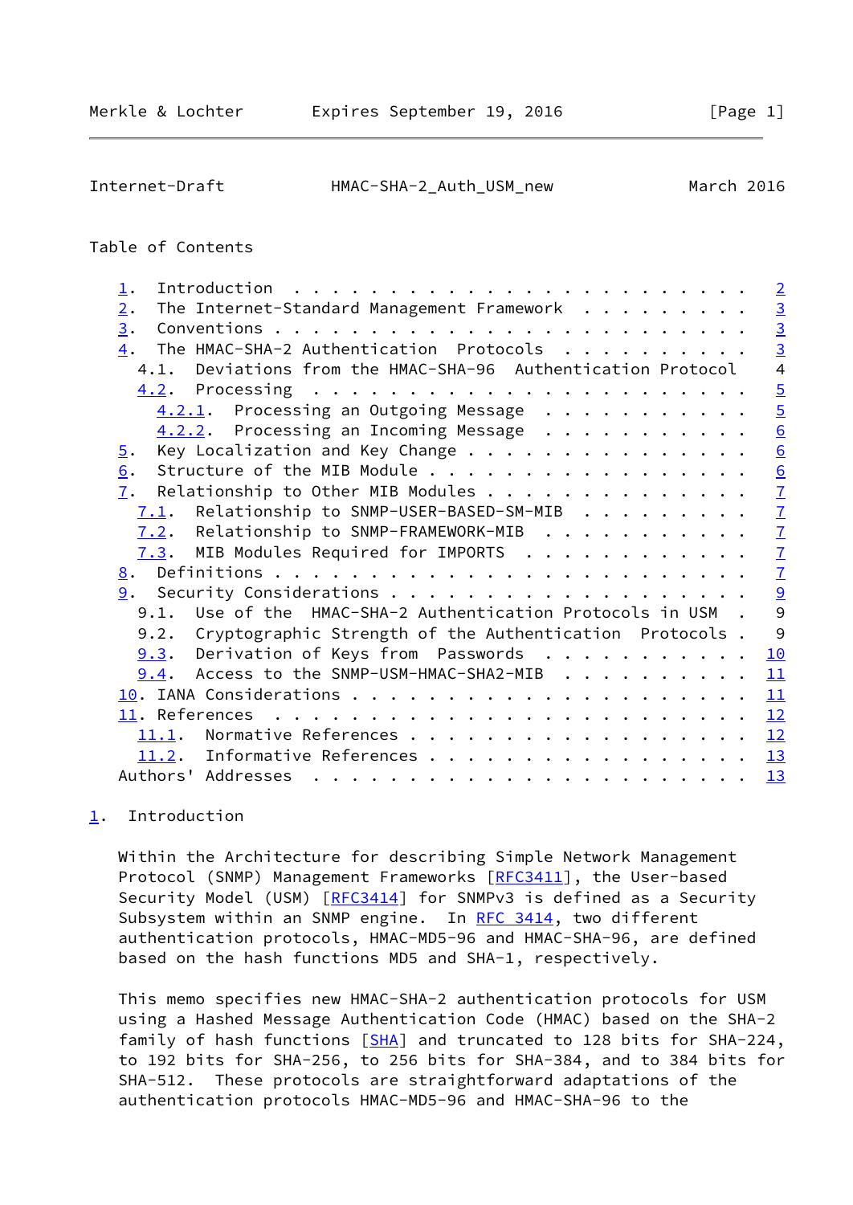Table of Contents

- 1. Introduction . . . . . . . . . . . . . . . . . . . . . . . . 2
- 2. The Internet-Standard Management Framework . . . . . . . . . 3
- 3. Conventions . . . . . . . . . . . . . . . . . . . . . . . . . 3
- 4. The HMAC-SHA-2 Authentication Protocols . . . . . . . . . . 3
  - 4.1. Deviations from the HMAC-SHA-96 Authentication Protocol 4
  - 4.2. Processing . . . . . . . . . . . . . . . . . . . . . . . 5
    - 4.2.1. Processing an Outgoing Message . . . . . . . . . . . 5
    - 4.2.2. Processing an Incoming Message . . . . . . . . . . . 6
- 5. Key Localization and Key Change . . . . . . . . . . . . . . . 6
- 6. Structure of the MIB Module . . . . . . . . . . . . . . . . . 6
- 7. Relationship to Other MIB Modules . . . . . . . . . . . . . . 7
  - 7.1. Relationship to SNMP-USER-BASED-SM-MIB . . . . . . . . . 7
  - 7.2. Relationship to SNMP-FRAMEWORK-MIB . . . . . . . . . . . 7
  - 7.3. MIB Modules Required for IMPORTS . . . . . . . . . . . . 7
- 8. Definitions . . . . . . . . . . . . . . . . . . . . . . . . . 7
- 9. Security Considerations . . . . . . . . . . . . . . . . . . . 9
  - 9.1. Use of the HMAC-SHA-2 Authentication Protocols in USM . 9
  - 9.2. Cryptographic Strength of the Authentication Protocols . 9
  - 9.3. Derivation of Keys from Passwords . . . . . . . . . . . 10
  - 9.4. Access to the SNMP-USM-HMAC-SHA2-MIB . . . . . . . . . . 11
- 10. IANA Considerations . . . . . . . . . . . . . . . . . . . . . 11
- 11. References . . . . . . . . . . . . . . . . . . . . . . . . . 12
  - 11.1. Normative References . . . . . . . . . . . . . . . . . . 12
  - 11.2. Informative References . . . . . . . . . . . . . . . . . 13
- Authors' Addresses . . . . . . . . . . . . . . . . . . . . . . . 13

## 1. Introduction

Within the Architecture for describing Simple Network Management Protocol (SNMP) Management Frameworks [RFC3411], the User-based Security Model (USM) [RFC3414] for SNMPv3 is defined as a Security Subsystem within an SNMP engine. In RFC 3414, two different authentication protocols, HMAC-MD5-96 and HMAC-SHA-96, are defined based on the hash functions MD5 and SHA-1, respectively.

This memo specifies new HMAC-SHA-2 authentication protocols for USM using a Hashed Message Authentication Code (HMAC) based on the SHA-2 family of hash functions [SHA] and truncated to 128 bits for SHA-224, to 192 bits for SHA-256, to 256 bits for SHA-384, and to 384 bits for SHA-512. These protocols are straightforward adaptations of the authentication protocols HMAC-MD5-96 and HMAC-SHA-96 to the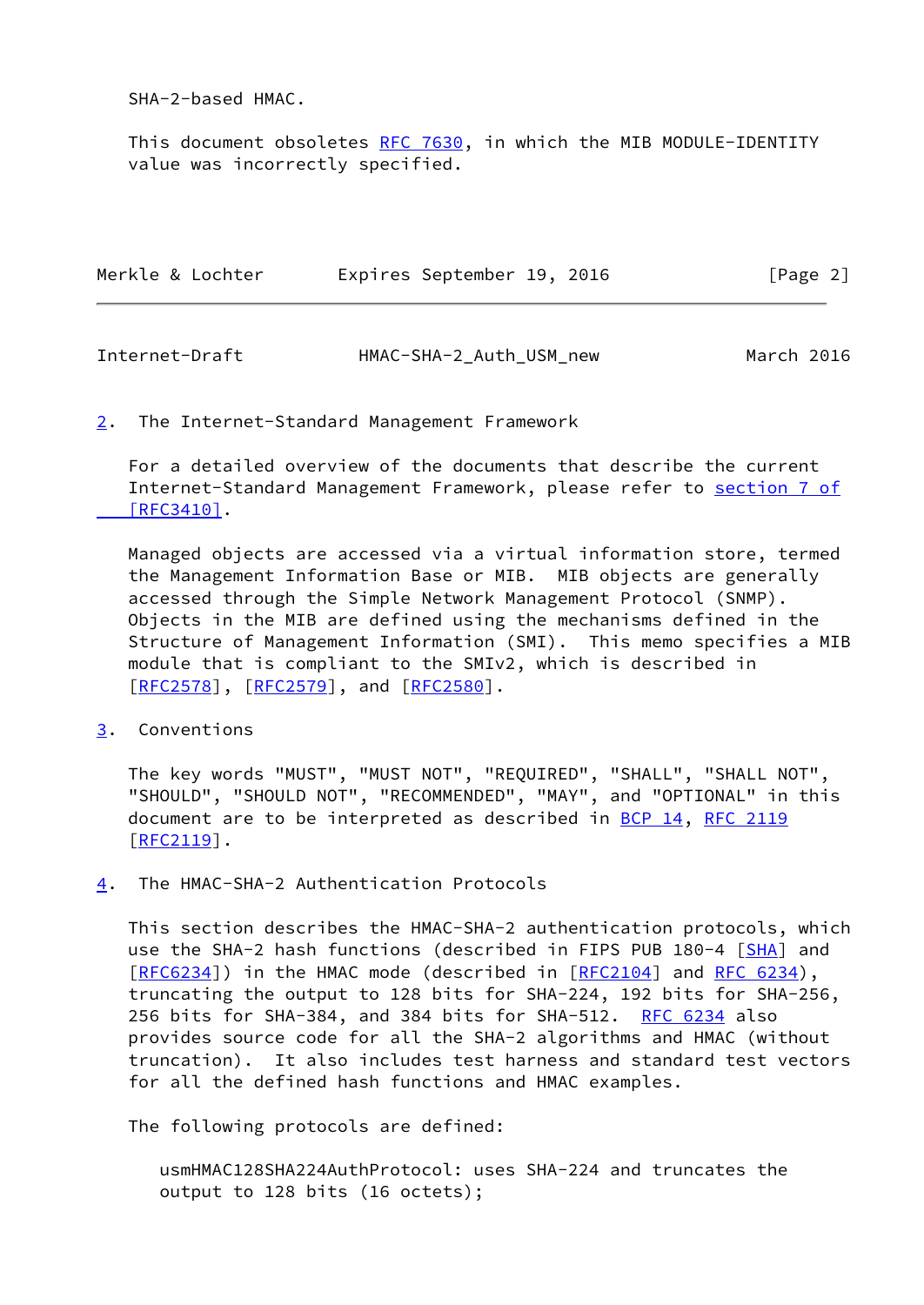SHA-2-based HMAC.

This document obsoletes RFC 7630, in which the MIB MODULE-IDENTITY value was incorrectly specified.

## 2. The Internet-Standard Management Framework

For a detailed overview of the documents that describe the current Internet-Standard Management Framework, please refer to section 7 of [RFC3410].

Managed objects are accessed via a virtual information store, termed the Management Information Base or MIB. MIB objects are generally accessed through the Simple Network Management Protocol (SNMP). Objects in the MIB are defined using the mechanisms defined in the Structure of Management Information (SMI). This memo specifies a MIB module that is compliant to the SMIv2, which is described in [RFC2578], [RFC2579], and [RFC2580].

## 3. Conventions

The key words "MUST", "MUST NOT", "REQUIRED", "SHALL", "SHALL NOT", "SHOULD", "SHOULD NOT", "RECOMMENDED", "MAY", and "OPTIONAL" in this document are to be interpreted as described in BCP 14, RFC 2119 [RFC2119].

## 4. The HMAC-SHA-2 Authentication Protocols

This section describes the HMAC-SHA-2 authentication protocols, which use the SHA-2 hash functions (described in FIPS PUB 180-4 [SHA] and [RFC6234]) in the HMAC mode (described in [RFC2104] and RFC 6234), truncating the output to 128 bits for SHA-224, 192 bits for SHA-256, 256 bits for SHA-384, and 384 bits for SHA-512. RFC 6234 also provides source code for all the SHA-2 algorithms and HMAC (without truncation). It also includes test harness and standard test vectors for all the defined hash functions and HMAC examples.

The following protocols are defined:

usmHMAC128SHA224AuthProtocol: uses SHA-224 and truncates the output to 128 bits (16 octets);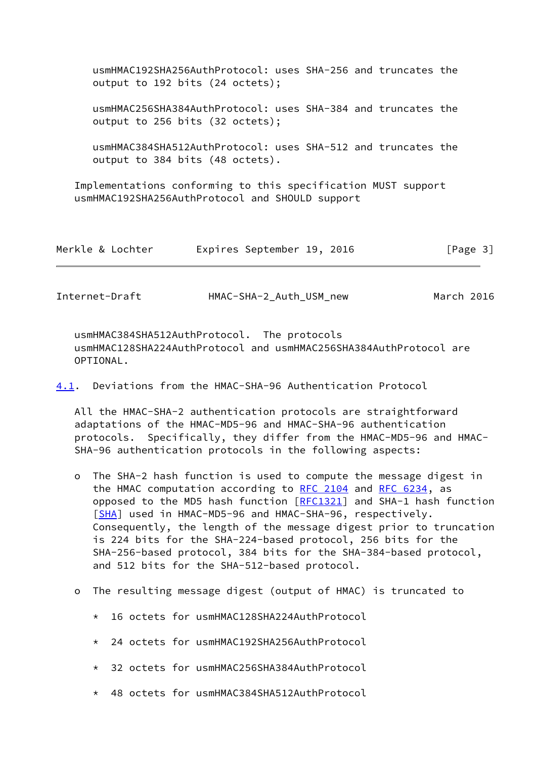usmHMAC192SHA256AuthProtocol: uses SHA-256 and truncates the output to 192 bits (24 octets);

usmHMAC256SHA384AuthProtocol: uses SHA-384 and truncates the output to 256 bits (32 octets);

usmHMAC384SHA512AuthProtocol: uses SHA-512 and truncates the output to 384 bits (48 octets).

Implementations conforming to this specification MUST support usmHMAC192SHA256AuthProtocol and SHOULD support usmHMAC384SHA512AuthProtocol. The protocols usmHMAC128SHA224AuthProtocol and usmHMAC256SHA384AuthProtocol are OPTIONAL.

## 4.1. Deviations from the HMAC-SHA-96 Authentication Protocol

All the HMAC-SHA-2 authentication protocols are straightforward adaptations of the HMAC-MD5-96 and HMAC-SHA-96 authentication protocols. Specifically, they differ from the HMAC-MD5-96 and HMAC-SHA-96 authentication protocols in the following aspects:

- The SHA-2 hash function is used to compute the message digest in the HMAC computation according to RFC 2104 and RFC 6234, as opposed to the MD5 hash function [RFC1321] and SHA-1 hash function [SHA] used in HMAC-MD5-96 and HMAC-SHA-96, respectively. Consequently, the length of the message digest prior to truncation is 224 bits for the SHA-224-based protocol, 256 bits for the SHA-256-based protocol, 384 bits for the SHA-384-based protocol, and 512 bits for the SHA-512-based protocol.

- The resulting message digest (output of HMAC) is truncated to

  * 16 octets for usmHMAC128SHA224AuthProtocol

  * 24 octets for usmHMAC192SHA256AuthProtocol

  * 32 octets for usmHMAC256SHA384AuthProtocol

  * 48 octets for usmHMAC384SHA512AuthProtocol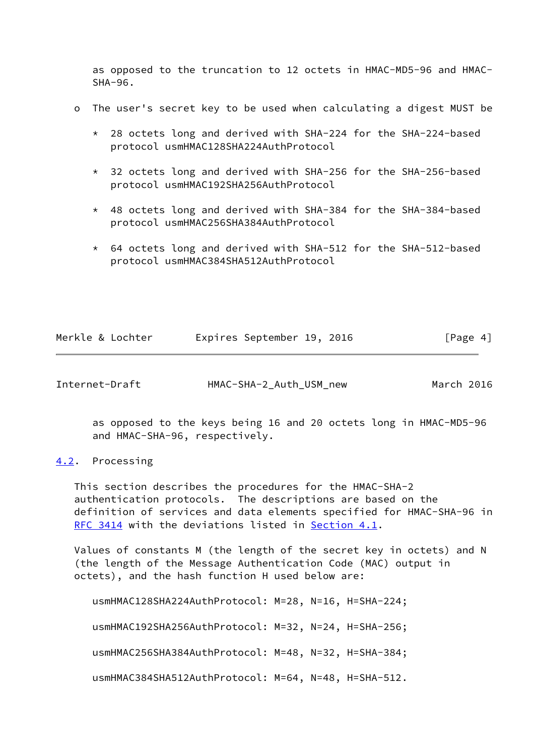as opposed to the truncation to 12 octets in HMAC-MD5-96 and HMAC-SHA-96.

- The user's secret key to be used when calculating a digest MUST be

  * 28 octets long and derived with SHA-224 for the SHA-224-based protocol usmHMAC128SHA224AuthProtocol

  * 32 octets long and derived with SHA-256 for the SHA-256-based protocol usmHMAC192SHA256AuthProtocol

  * 48 octets long and derived with SHA-384 for the SHA-384-based protocol usmHMAC256SHA384AuthProtocol

  * 64 octets long and derived with SHA-512 for the SHA-512-based protocol usmHMAC384SHA512AuthProtocol

  as opposed to the keys being 16 and 20 octets long in HMAC-MD5-96 and HMAC-SHA-96, respectively.

## 4.2. Processing

This section describes the procedures for the HMAC-SHA-2 authentication protocols. The descriptions are based on the definition of services and data elements specified for HMAC-SHA-96 in RFC 3414 with the deviations listed in Section 4.1.

Values of constants M (the length of the secret key in octets) and N (the length of the Message Authentication Code (MAC) output in octets), and the hash function H used below are:

usmHMAC128SHA224AuthProtocol: M=28, N=16, H=SHA-224;

usmHMAC192SHA256AuthProtocol: M=32, N=24, H=SHA-256;

usmHMAC256SHA384AuthProtocol: M=48, N=32, H=SHA-384;

usmHMAC384SHA512AuthProtocol: M=64, N=48, H=SHA-512.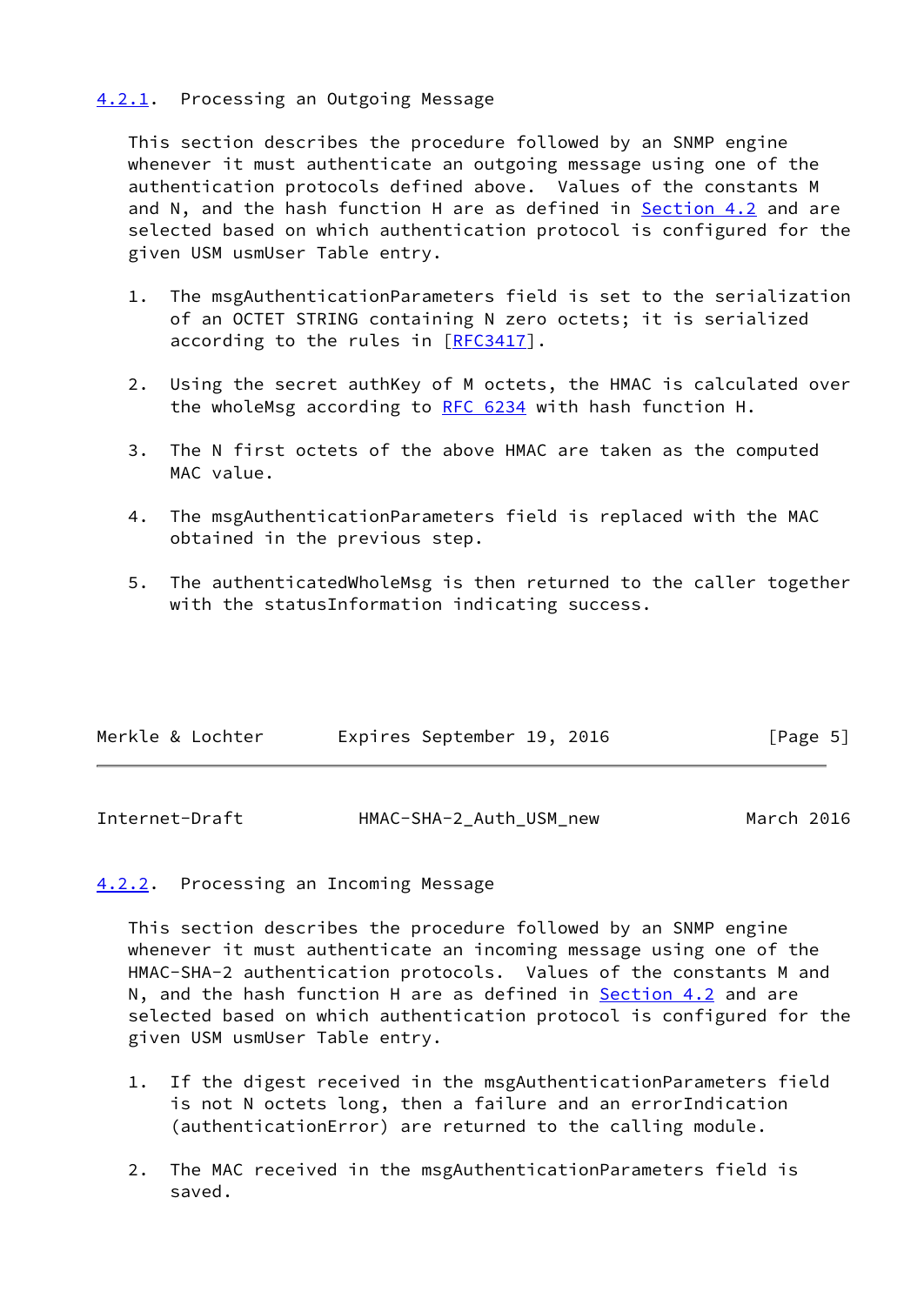### 4.2.1. Processing an Outgoing Message

This section describes the procedure followed by an SNMP engine whenever it must authenticate an outgoing message using one of the authentication protocols defined above. Values of the constants M and N, and the hash function H are as defined in Section 4.2 and are selected based on which authentication protocol is configured for the given USM usmUser Table entry.

1. The msgAuthenticationParameters field is set to the serialization of an OCTET STRING containing N zero octets; it is serialized according to the rules in [RFC3417].

2. Using the secret authKey of M octets, the HMAC is calculated over the wholeMsg according to RFC 6234 with hash function H.

3. The N first octets of the above HMAC are taken as the computed MAC value.

4. The msgAuthenticationParameters field is replaced with the MAC obtained in the previous step.

5. The authenticatedWholeMsg is then returned to the caller together with the statusInformation indicating success.

### 4.2.2. Processing an Incoming Message

This section describes the procedure followed by an SNMP engine whenever it must authenticate an incoming message using one of the HMAC-SHA-2 authentication protocols. Values of the constants M and N, and the hash function H are as defined in Section 4.2 and are selected based on which authentication protocol is configured for the given USM usmUser Table entry.

1. If the digest received in the msgAuthenticationParameters field is not N octets long, then a failure and an errorIndication (authenticationError) are returned to the calling module.

2. The MAC received in the msgAuthenticationParameters field is saved.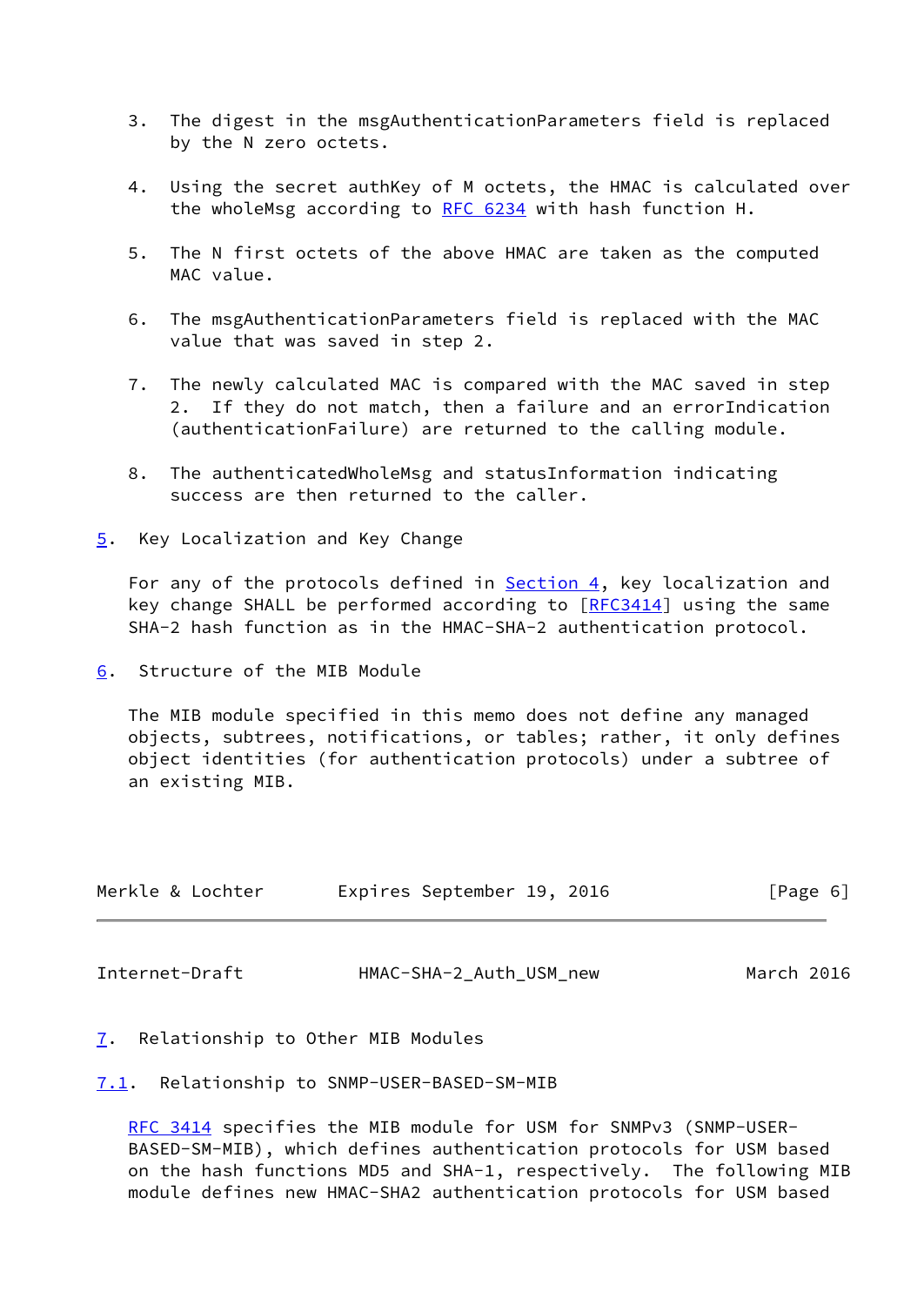3. The digest in the msgAuthenticationParameters field is replaced by the N zero octets.

4. Using the secret authKey of M octets, the HMAC is calculated over the wholeMsg according to RFC 6234 with hash function H.

5. The N first octets of the above HMAC are taken as the computed MAC value.

6. The msgAuthenticationParameters field is replaced with the MAC value that was saved in step 2.

7. The newly calculated MAC is compared with the MAC saved in step 2. If they do not match, then a failure and an errorIndication (authenticationFailure) are returned to the calling module.

8. The authenticatedWholeMsg and statusInformation indicating success are then returned to the caller.

## 5. Key Localization and Key Change

For any of the protocols defined in Section 4, key localization and key change SHALL be performed according to [RFC3414] using the same SHA-2 hash function as in the HMAC-SHA-2 authentication protocol.

## 6. Structure of the MIB Module

The MIB module specified in this memo does not define any managed objects, subtrees, notifications, or tables; rather, it only defines object identities (for authentication protocols) under a subtree of an existing MIB.

## 7. Relationship to Other MIB Modules

### 7.1. Relationship to SNMP-USER-BASED-SM-MIB

RFC 3414 specifies the MIB module for USM for SNMPv3 (SNMP-USER-BASED-SM-MIB), which defines authentication protocols for USM based on the hash functions MD5 and SHA-1, respectively. The following MIB module defines new HMAC-SHA2 authentication protocols for USM based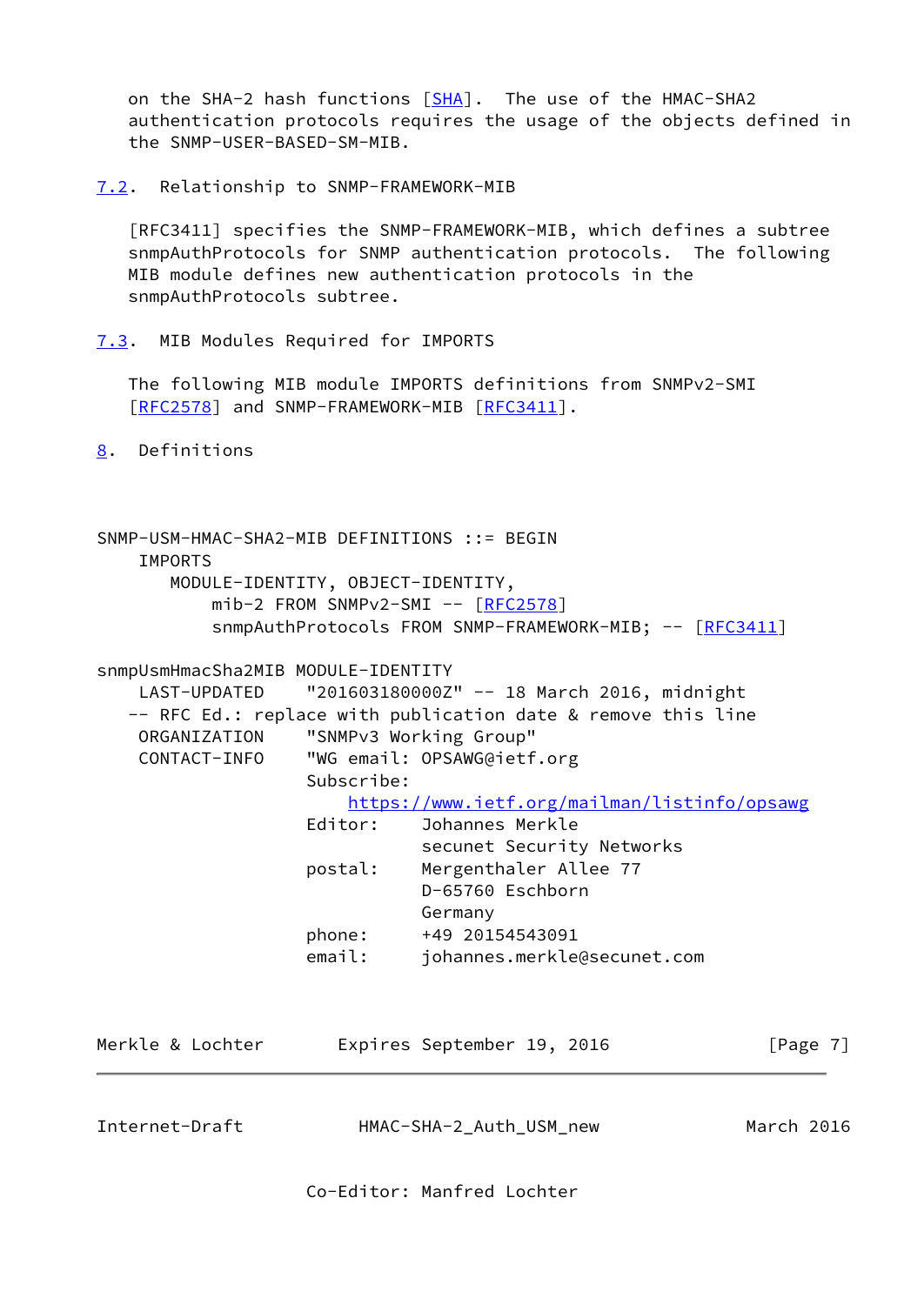on the SHA-2 hash functions [SHA]. The use of the HMAC-SHA2 authentication protocols requires the usage of the objects defined in the SNMP-USER-BASED-SM-MIB.

### 7.2. Relationship to SNMP-FRAMEWORK-MIB

[RFC3411] specifies the SNMP-FRAMEWORK-MIB, which defines a subtree snmpAuthProtocols for SNMP authentication protocols. The following MIB module defines new authentication protocols in the snmpAuthProtocols subtree.

### 7.3. MIB Modules Required for IMPORTS

The following MIB module IMPORTS definitions from SNMPv2-SMI [RFC2578] and SNMP-FRAMEWORK-MIB [RFC3411].

## 8. Definitions

```
SNMP-USM-HMAC-SHA2-MIB DEFINITIONS ::= BEGIN
    IMPORTS
       MODULE-IDENTITY, OBJECT-IDENTITY,
           mib-2 FROM SNMPv2-SMI -- [RFC2578]
           snmpAuthProtocols FROM SNMP-FRAMEWORK-MIB; -- [RFC3411]

snmpUsmHmacSha2MIB MODULE-IDENTITY
    LAST-UPDATED    "201603180000Z" -- 18 March 2016, midnight
   -- RFC Ed.: replace with publication date & remove this line
    ORGANIZATION    "SNMPv3 Working Group"
    CONTACT-INFO    "WG email: OPSAWG@ietf.org
                    Subscribe:
                        https://www.ietf.org/mailman/listinfo/opsawg
                    Editor:     Johannes Merkle
                                secunet Security Networks
                    postal:     Mergenthaler Allee 77
                                D-65760 Eschborn
                                Germany
                    phone:      +49 20154543091
                    email:      johannes.merkle@secunet.com

                    Co-Editor: Manfred Lochter
```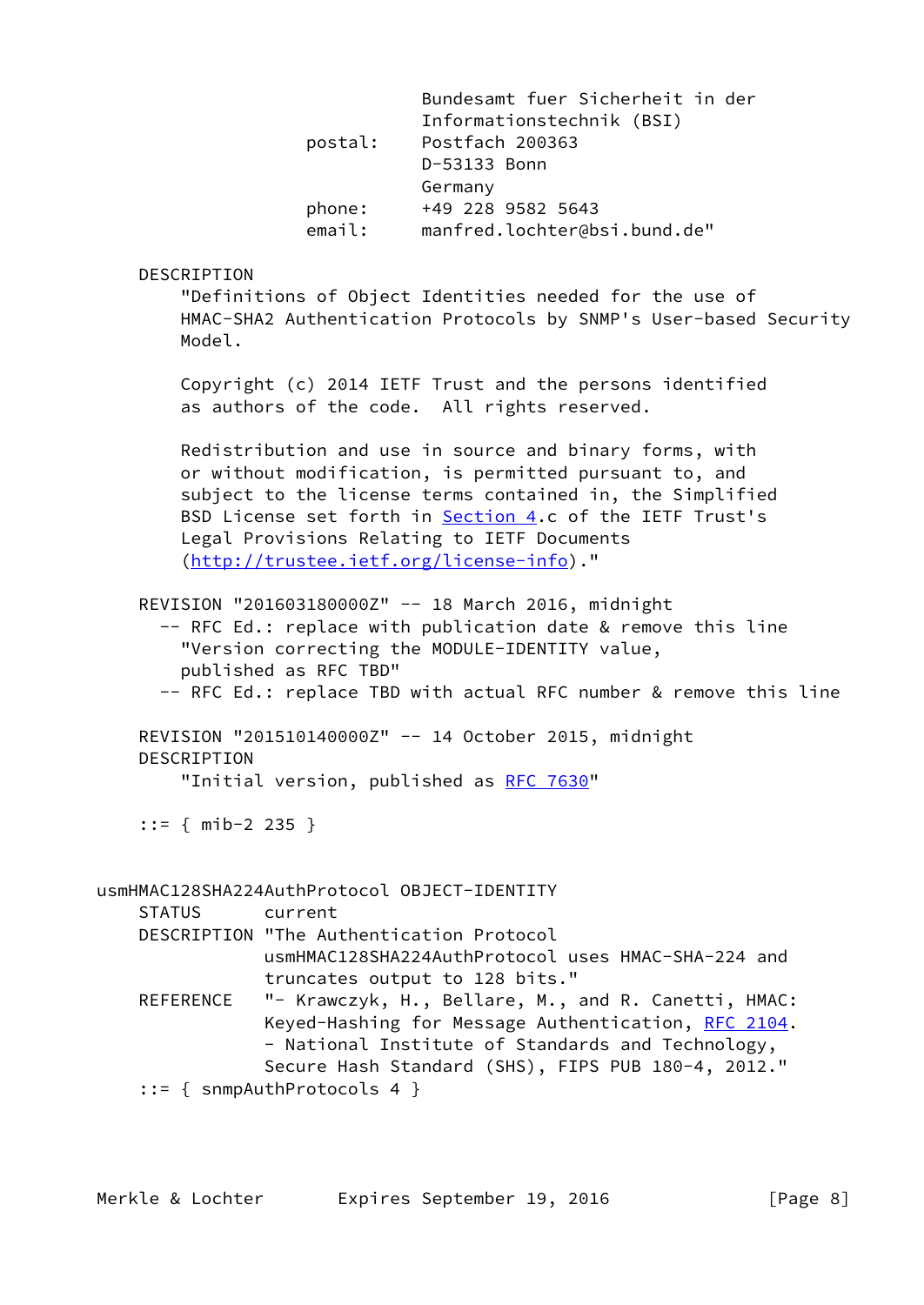```
                         Bundesamt fuer Sicherheit in der
                         Informationstechnik (BSI)
              postal:    Postfach 200363
                         D-53133 Bonn
                         Germany
              phone:     +49 228 9582 5643
              email:     manfred.lochter@bsi.bund.de"

    DESCRIPTION
        "Definitions of Object Identities needed for the use of
        HMAC-SHA2 Authentication Protocols by SNMP's User-based Security
        Model.

        Copyright (c) 2014 IETF Trust and the persons identified
        as authors of the code.  All rights reserved.

        Redistribution and use in source and binary forms, with
        or without modification, is permitted pursuant to, and
        subject to the license terms contained in, the Simplified
        BSD License set forth in Section 4.c of the IETF Trust's
        Legal Provisions Relating to IETF Documents
        (http://trustee.ietf.org/license-info)."

    REVISION "201603180000Z" -- 18 March 2016, midnight
      -- RFC Ed.: replace with publication date & remove this line
        "Version correcting the MODULE-IDENTITY value,
        published as RFC TBD"
      -- RFC Ed.: replace TBD with actual RFC number & remove this line

    REVISION "201510140000Z" -- 14 October 2015, midnight
    DESCRIPTION
        "Initial version, published as RFC 7630"

    ::= { mib-2 235 }


usmHMAC128SHA224AuthProtocol OBJECT-IDENTITY
    STATUS      current
    DESCRIPTION "The Authentication Protocol
                usmHMAC128SHA224AuthProtocol uses HMAC-SHA-224 and
                truncates output to 128 bits."
    REFERENCE   "- Krawczyk, H., Bellare, M., and R. Canetti, HMAC:
                Keyed-Hashing for Message Authentication, RFC 2104.
                - National Institute of Standards and Technology,
                Secure Hash Standard (SHS), FIPS PUB 180-4, 2012."
    ::= { snmpAuthProtocols 4 }
```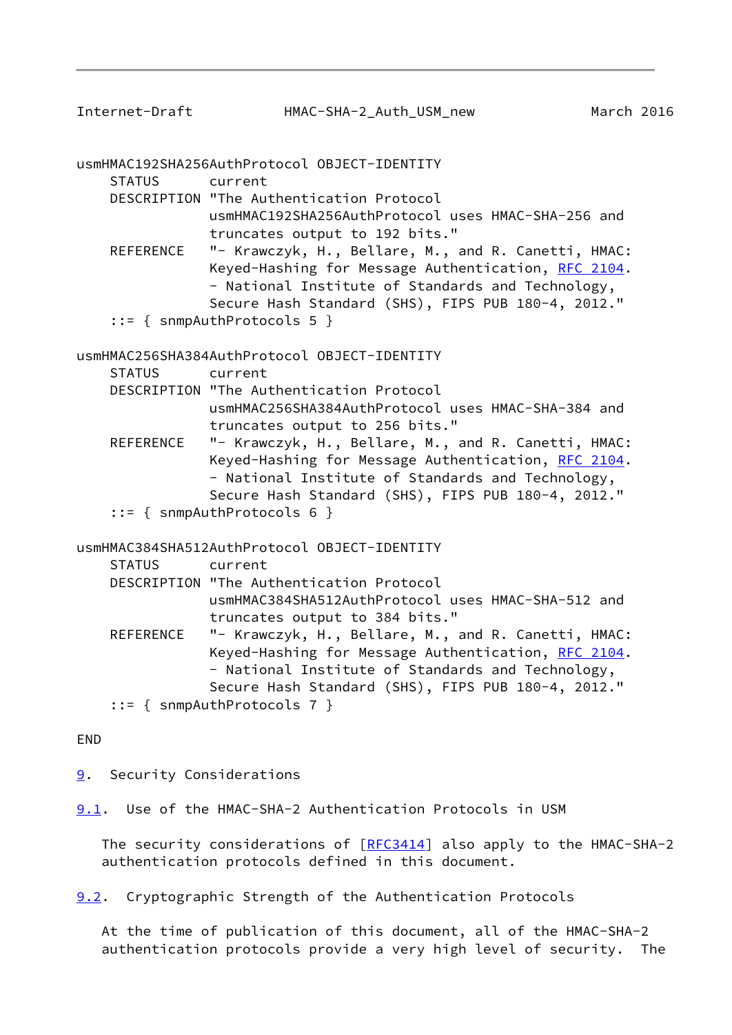```
usmHMAC192SHA256AuthProtocol OBJECT-IDENTITY
    STATUS      current
    DESCRIPTION "The Authentication Protocol
                usmHMAC192SHA256AuthProtocol uses HMAC-SHA-256 and
                truncates output to 192 bits."
    REFERENCE   "- Krawczyk, H., Bellare, M., and R. Canetti, HMAC:
                Keyed-Hashing for Message Authentication, RFC 2104.
                - National Institute of Standards and Technology,
                Secure Hash Standard (SHS), FIPS PUB 180-4, 2012."
    ::= { snmpAuthProtocols 5 }

usmHMAC256SHA384AuthProtocol OBJECT-IDENTITY
    STATUS      current
    DESCRIPTION "The Authentication Protocol
                usmHMAC256SHA384AuthProtocol uses HMAC-SHA-384 and
                truncates output to 256 bits."
    REFERENCE   "- Krawczyk, H., Bellare, M., and R. Canetti, HMAC:
                Keyed-Hashing for Message Authentication, RFC 2104.
                - National Institute of Standards and Technology,
                Secure Hash Standard (SHS), FIPS PUB 180-4, 2012."
    ::= { snmpAuthProtocols 6 }

usmHMAC384SHA512AuthProtocol OBJECT-IDENTITY
    STATUS      current
    DESCRIPTION "The Authentication Protocol
                usmHMAC384SHA512AuthProtocol uses HMAC-SHA-512 and
                truncates output to 384 bits."
    REFERENCE   "- Krawczyk, H., Bellare, M., and R. Canetti, HMAC:
                Keyed-Hashing for Message Authentication, RFC 2104.
                - National Institute of Standards and Technology,
                Secure Hash Standard (SHS), FIPS PUB 180-4, 2012."
    ::= { snmpAuthProtocols 7 }

END
```

## 9. Security Considerations

### 9.1. Use of the HMAC-SHA-2 Authentication Protocols in USM

The security considerations of [RFC3414] also apply to the HMAC-SHA-2 authentication protocols defined in this document.

### 9.2. Cryptographic Strength of the Authentication Protocols

At the time of publication of this document, all of the HMAC-SHA-2 authentication protocols provide a very high level of security. The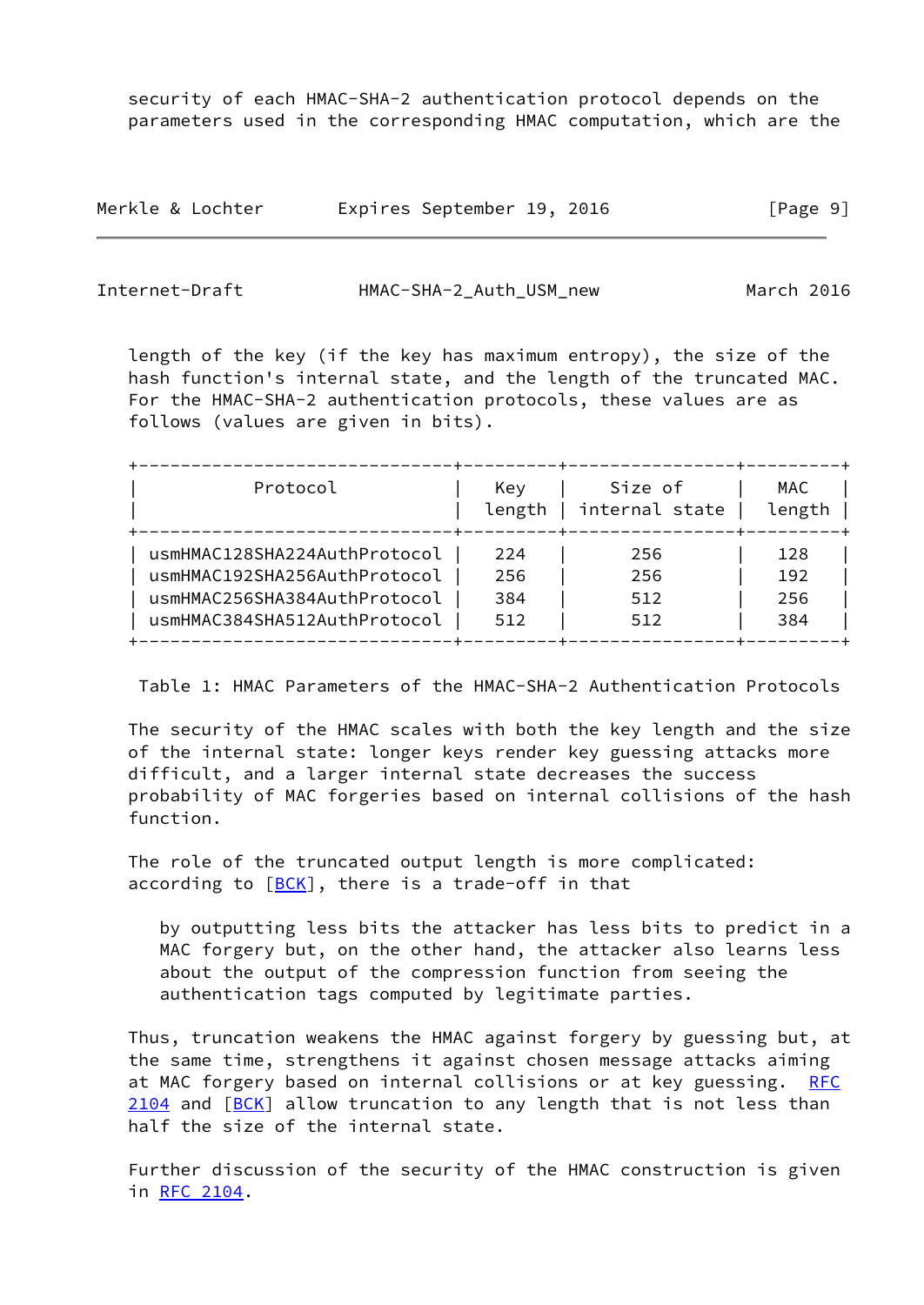security of each HMAC-SHA-2 authentication protocol depends on the parameters used in the corresponding HMAC computation, which are the length of the key (if the key has maximum entropy), the size of the hash function's internal state, and the length of the truncated MAC. For the HMAC-SHA-2 authentication protocols, these values are as follows (values are given in bits).

| Protocol | Key length | Size of internal state | MAC length |
|---|---|---|---|
| usmHMAC128SHA224AuthProtocol | 224 | 256 | 128 |
| usmHMAC192SHA256AuthProtocol | 256 | 256 | 192 |
| usmHMAC256SHA384AuthProtocol | 384 | 512 | 256 |
| usmHMAC384SHA512AuthProtocol | 512 | 512 | 384 |

Table 1: HMAC Parameters of the HMAC-SHA-2 Authentication Protocols

The security of the HMAC scales with both the key length and the size of the internal state: longer keys render key guessing attacks more difficult, and a larger internal state decreases the success probability of MAC forgeries based on internal collisions of the hash function.

The role of the truncated output length is more complicated: according to [BCK], there is a trade-off in that

> by outputting less bits the attacker has less bits to predict in a MAC forgery but, on the other hand, the attacker also learns less about the output of the compression function from seeing the authentication tags computed by legitimate parties.

Thus, truncation weakens the HMAC against forgery by guessing but, at the same time, strengthens it against chosen message attacks aiming at MAC forgery based on internal collisions or at key guessing. RFC 2104 and [BCK] allow truncation to any length that is not less than half the size of the internal state.

Further discussion of the security of the HMAC construction is given in RFC 2104.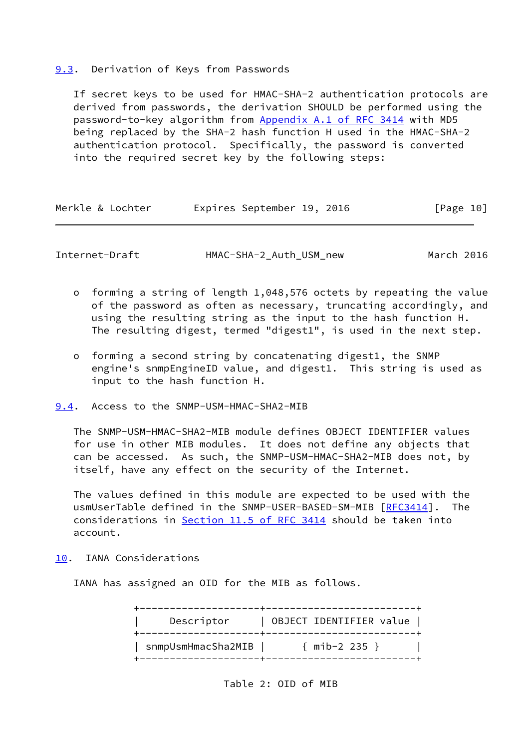### 9.3. Derivation of Keys from Passwords

If secret keys to be used for HMAC-SHA-2 authentication protocols are derived from passwords, the derivation SHOULD be performed using the password-to-key algorithm from Appendix A.1 of RFC 3414 with MD5 being replaced by the SHA-2 hash function H used in the HMAC-SHA-2 authentication protocol. Specifically, the password is converted into the required secret key by the following steps:

- forming a string of length 1,048,576 octets by repeating the value of the password as often as necessary, truncating accordingly, and using the resulting string as the input to the hash function H. The resulting digest, termed "digest1", is used in the next step.

- forming a second string by concatenating digest1, the SNMP engine's snmpEngineID value, and digest1. This string is used as input to the hash function H.

### 9.4. Access to the SNMP-USM-HMAC-SHA2-MIB

The SNMP-USM-HMAC-SHA2-MIB module defines OBJECT IDENTIFIER values for use in other MIB modules. It does not define any objects that can be accessed. As such, the SNMP-USM-HMAC-SHA2-MIB does not, by itself, have any effect on the security of the Internet.

The values defined in this module are expected to be used with the usmUserTable defined in the SNMP-USER-BASED-SM-MIB [RFC3414]. The considerations in Section 11.5 of RFC 3414 should be taken into account.

## 10. IANA Considerations

IANA has assigned an OID for the MIB as follows.

| Descriptor | OBJECT IDENTIFIER value |
|---|---|
| snmpUsmHmacSha2MIB | { mib-2 235 } |

Table 2: OID of MIB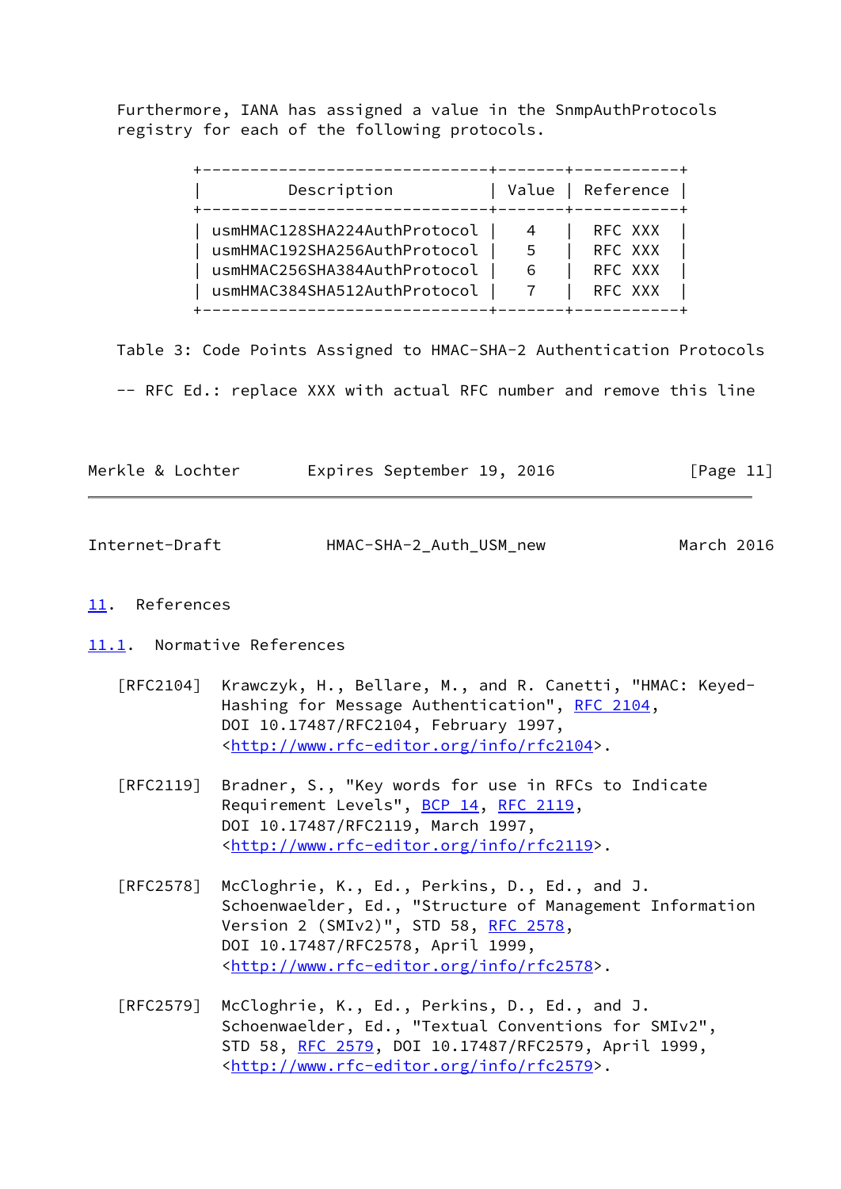Furthermore, IANA has assigned a value in the SnmpAuthProtocols registry for each of the following protocols.

| Description | Value | Reference |
|---|---|---|
| usmHMAC128SHA224AuthProtocol | 4 | RFC XXX |
| usmHMAC192SHA256AuthProtocol | 5 | RFC XXX |
| usmHMAC256SHA384AuthProtocol | 6 | RFC XXX |
| usmHMAC384SHA512AuthProtocol | 7 | RFC XXX |

Table 3: Code Points Assigned to HMAC-SHA-2 Authentication Protocols

-- RFC Ed.: replace XXX with actual RFC number and remove this line

## 11. References

### 11.1. Normative References

[RFC2104] Krawczyk, H., Bellare, M., and R. Canetti, "HMAC: Keyed-Hashing for Message Authentication", RFC 2104, DOI 10.17487/RFC2104, February 1997, <http://www.rfc-editor.org/info/rfc2104>.

[RFC2119] Bradner, S., "Key words for use in RFCs to Indicate Requirement Levels", BCP 14, RFC 2119, DOI 10.17487/RFC2119, March 1997, <http://www.rfc-editor.org/info/rfc2119>.

[RFC2578] McCloghrie, K., Ed., Perkins, D., Ed., and J. Schoenwaelder, Ed., "Structure of Management Information Version 2 (SMIv2)", STD 58, RFC 2578, DOI 10.17487/RFC2578, April 1999, <http://www.rfc-editor.org/info/rfc2578>.

[RFC2579] McCloghrie, K., Ed., Perkins, D., Ed., and J. Schoenwaelder, Ed., "Textual Conventions for SMIv2", STD 58, RFC 2579, DOI 10.17487/RFC2579, April 1999, <http://www.rfc-editor.org/info/rfc2579>.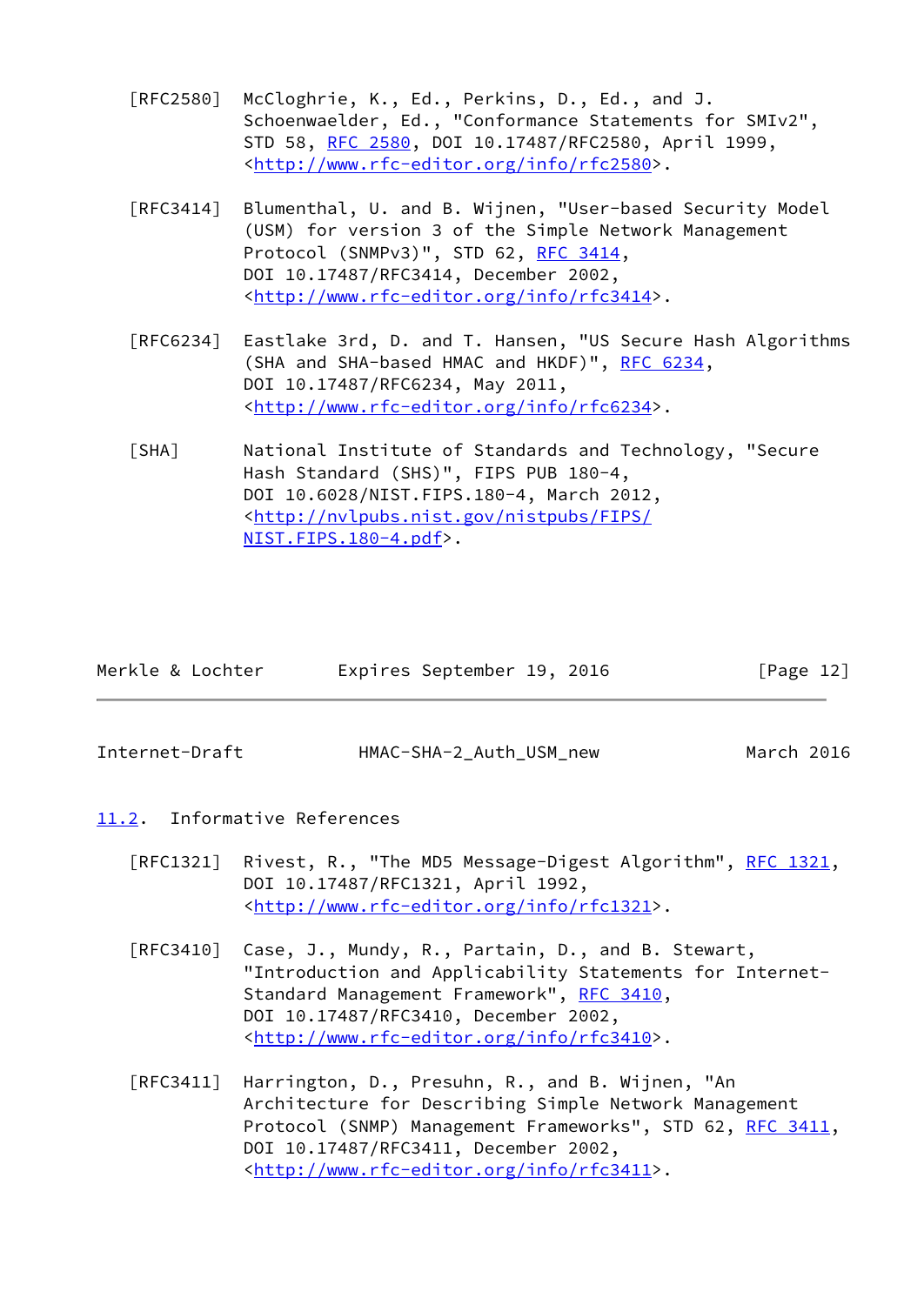[RFC2580] McCloghrie, K., Ed., Perkins, D., Ed., and J. Schoenwaelder, Ed., "Conformance Statements for SMIv2", STD 58, RFC 2580, DOI 10.17487/RFC2580, April 1999, <http://www.rfc-editor.org/info/rfc2580>.

[RFC3414] Blumenthal, U. and B. Wijnen, "User-based Security Model (USM) for version 3 of the Simple Network Management Protocol (SNMPv3)", STD 62, RFC 3414, DOI 10.17487/RFC3414, December 2002, <http://www.rfc-editor.org/info/rfc3414>.

[RFC6234] Eastlake 3rd, D. and T. Hansen, "US Secure Hash Algorithms (SHA and SHA-based HMAC and HKDF)", RFC 6234, DOI 10.17487/RFC6234, May 2011, <http://www.rfc-editor.org/info/rfc6234>.

[SHA] National Institute of Standards and Technology, "Secure Hash Standard (SHS)", FIPS PUB 180-4, DOI 10.6028/NIST.FIPS.180-4, March 2012, <http://nvlpubs.nist.gov/nistpubs/FIPS/NIST.FIPS.180-4.pdf>.

## 11.2. Informative References

[RFC1321] Rivest, R., "The MD5 Message-Digest Algorithm", RFC 1321, DOI 10.17487/RFC1321, April 1992, <http://www.rfc-editor.org/info/rfc1321>.

[RFC3410] Case, J., Mundy, R., Partain, D., and B. Stewart, "Introduction and Applicability Statements for Internet-Standard Management Framework", RFC 3410, DOI 10.17487/RFC3410, December 2002, <http://www.rfc-editor.org/info/rfc3410>.

[RFC3411] Harrington, D., Presuhn, R., and B. Wijnen, "An Architecture for Describing Simple Network Management Protocol (SNMP) Management Frameworks", STD 62, RFC 3411, DOI 10.17487/RFC3411, December 2002, <http://www.rfc-editor.org/info/rfc3411>.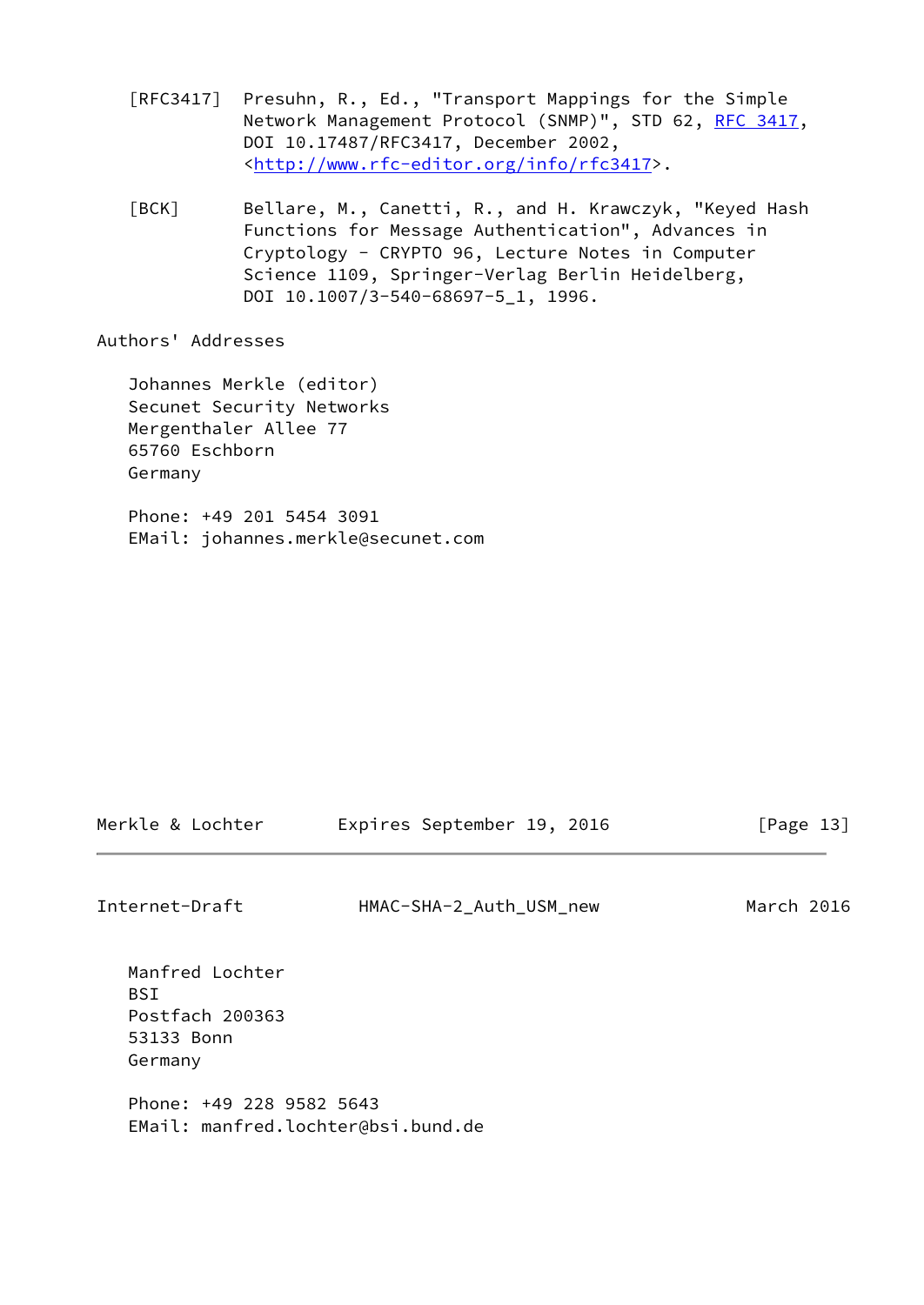[RFC3417] Presuhn, R., Ed., "Transport Mappings for the Simple Network Management Protocol (SNMP)", STD 62, RFC 3417, DOI 10.17487/RFC3417, December 2002, <http://www.rfc-editor.org/info/rfc3417>.

[BCK] Bellare, M., Canetti, R., and H. Krawczyk, "Keyed Hash Functions for Message Authentication", Advances in Cryptology - CRYPTO 96, Lecture Notes in Computer Science 1109, Springer-Verlag Berlin Heidelberg, DOI 10.1007/3-540-68697-5_1, 1996.

## Authors' Addresses

Johannes Merkle (editor)
Secunet Security Networks
Mergenthaler Allee 77
65760 Eschborn
Germany

Phone: +49 201 5454 3091
EMail: johannes.merkle@secunet.com

Manfred Lochter
BSI
Postfach 200363
53133 Bonn
Germany

Phone: +49 228 9582 5643
EMail: manfred.lochter@bsi.bund.de